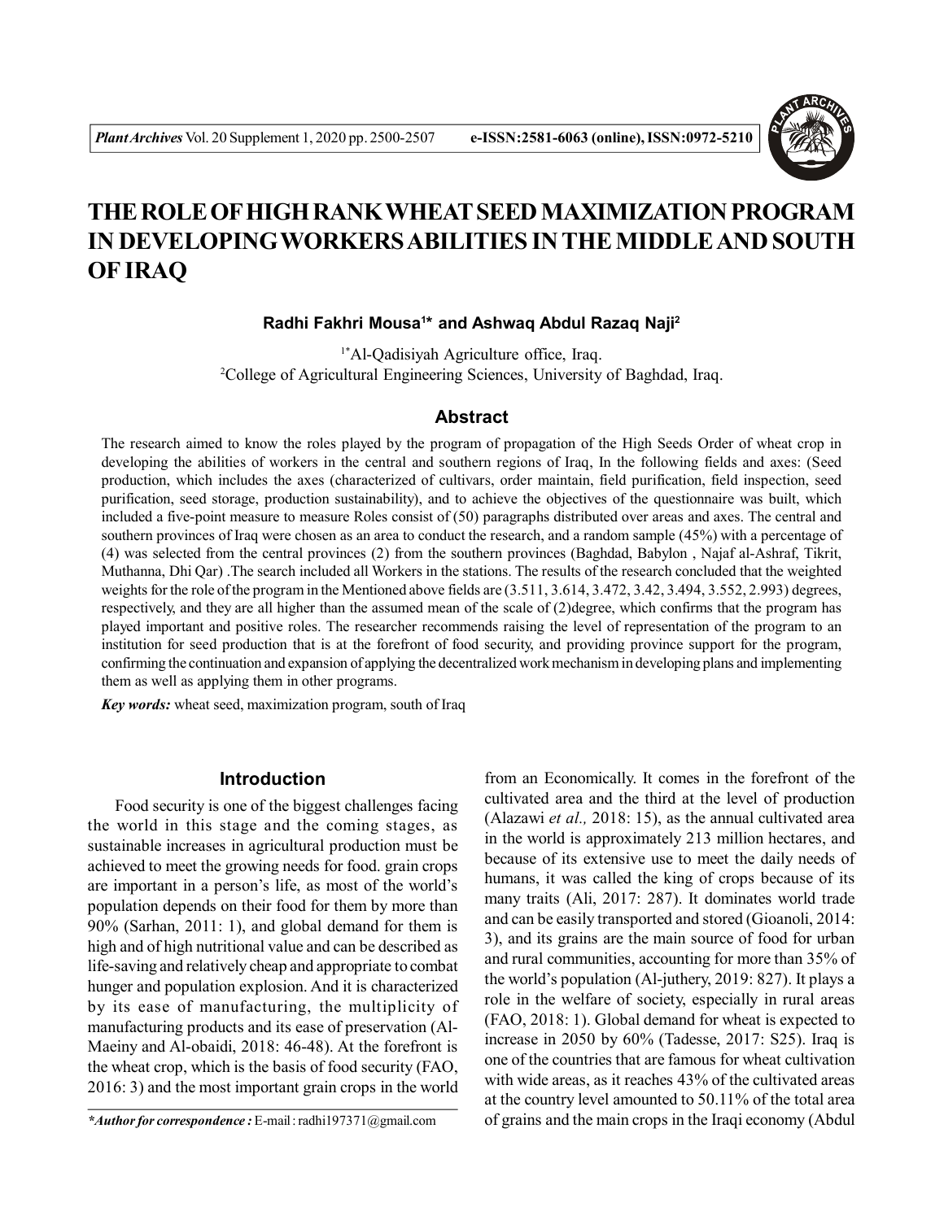# THE ROLE OF HIGH RANK WHEAT SEED MAXIMIZATION PROGRAM IN DEVELOPING WORKERS ABILITIES IN THE MIDDLE AND SOUTH OF IRAQ

**Radhi Fakhri Mousa[1]* and Ashwaq Abdul Razaq Naji[2]**

[1*]Al-Qadisiyah Agriculture office, Iraq.
[2]College of Agricultural Engineering Sciences, University of Baghdad, Iraq.

## Abstract

The research aimed to know the roles played by the program of propagation of the High Seeds Order of wheat crop in developing the abilities of workers in the central and southern regions of Iraq, In the following fields and axes: (Seed production, which includes the axes (characterized of cultivars, order maintain, field purification, field inspection, seed purification, seed storage, production sustainability), and to achieve the objectives of the questionnaire was built, which included a five-point measure to measure Roles consist of (50) paragraphs distributed over areas and axes. The central and southern provinces of Iraq were chosen as an area to conduct the research, and a random sample (45%) with a percentage of (4) was selected from the central provinces (2) from the southern provinces (Baghdad, Babylon , Najaf al-Ashraf, Tikrit, Muthanna, Dhi Qar) .The search included all Workers in the stations. The results of the research concluded that the weighted weights for the role of the program in the Mentioned above fields are (3.511, 3.614, 3.472, 3.42, 3.494, 3.552, 2.993) degrees, respectively, and they are all higher than the assumed mean of the scale of (2)degree, which confirms that the program has played important and positive roles. The researcher recommends raising the level of representation of the program to an institution for seed production that is at the forefront of food security, and providing province support for the program, confirming the continuation and expansion of applying the decentralized work mechanism in developing plans and implementing them as well as applying them in other programs.

***Key words:*** wheat seed, maximization program, south of Iraq

## Introduction

Food security is one of the biggest challenges facing the world in this stage and the coming stages, as sustainable increases in agricultural production must be achieved to meet the growing needs for food. grain crops are important in a person's life, as most of the world's population depends on their food for them by more than 90% (Sarhan, 2011: 1), and global demand for them is high and of high nutritional value and can be described as life-saving and relatively cheap and appropriate to combat hunger and population explosion. And it is characterized by its ease of manufacturing, the multiplicity of manufacturing products and its ease of preservation (Al-Maeiny and Al-obaidi, 2018: 46-48). At the forefront is the wheat crop, which is the basis of food security (FAO, 2016: 3) and the most important grain crops in the world from an Economically. It comes in the forefront of the cultivated area and the third at the level of production (Alazawi *et al.,* 2018: 15), as the annual cultivated area in the world is approximately 213 million hectares, and because of its extensive use to meet the daily needs of humans, it was called the king of crops because of its many traits (Ali, 2017: 287). It dominates world trade and can be easily transported and stored (Gioanoli, 2014: 3), and its grains are the main source of food for urban and rural communities, accounting for more than 35% of the world's population (Al-juthery, 2019: 827). It plays a role in the welfare of society, especially in rural areas (FAO, 2018: 1). Global demand for wheat is expected to increase in 2050 by 60% (Tadesse, 2017: S25). Iraq is one of the countries that are famous for wheat cultivation with wide areas, as it reaches 43% of the cultivated areas at the country level amounted to 50.11% of the total area of grains and the main crops in the Iraqi economy (Abdul

***Author for correspondence :** E-mail : radhi197371@gmail.com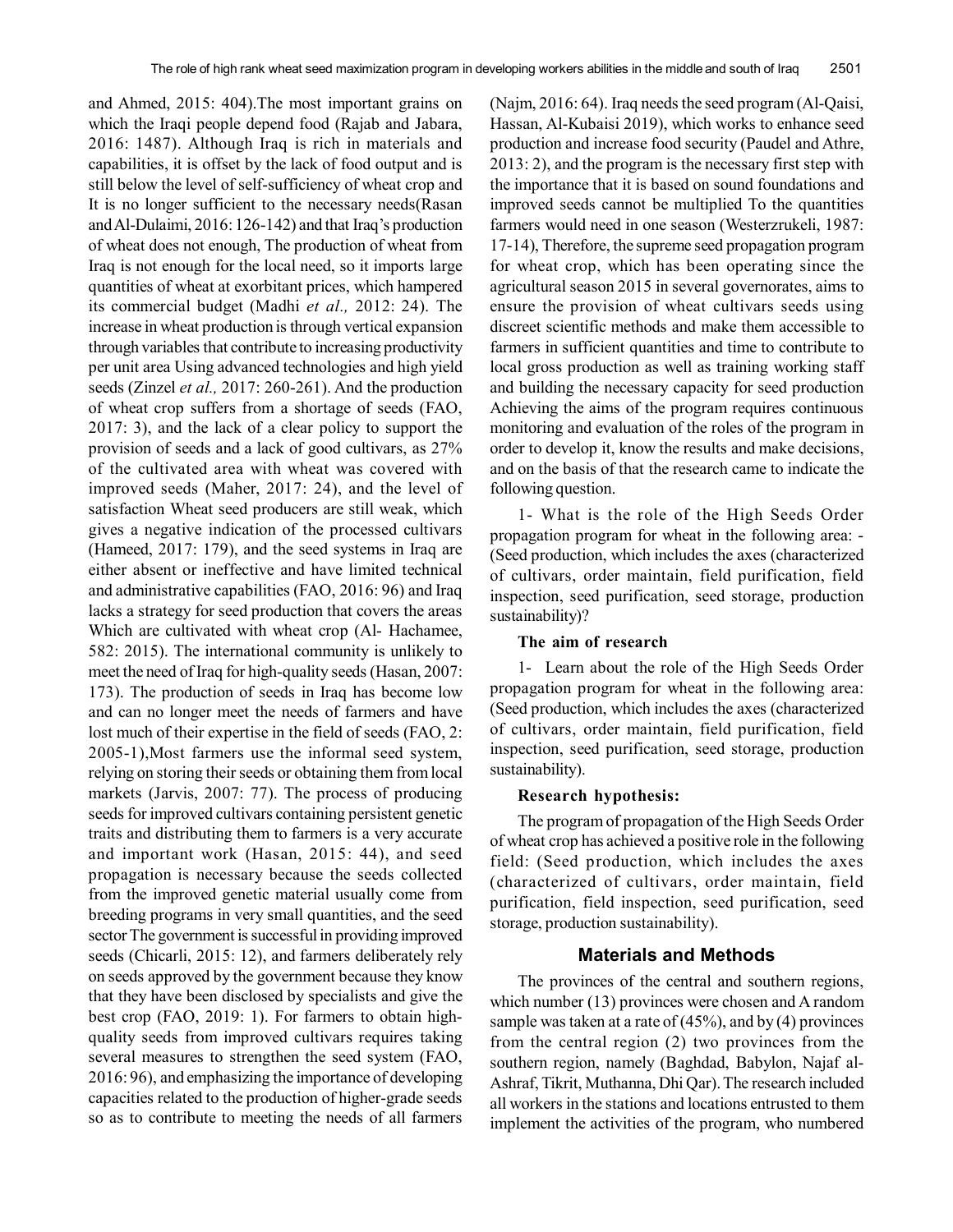and Ahmed, 2015: 404).The most important grains on which the Iraqi people depend food (Rajab and Jabara, 2016: 1487). Although Iraq is rich in materials and capabilities, it is offset by the lack of food output and is still below the level of self-sufficiency of wheat crop and It is no longer sufficient to the necessary needs(Rasan and Al-Dulaimi, 2016: 126-142) and that Iraq's production of wheat does not enough, The production of wheat from Iraq is not enough for the local need, so it imports large quantities of wheat at exorbitant prices, which hampered its commercial budget (Madhi *et al.,* 2012: 24). The increase in wheat production is through vertical expansion through variables that contribute to increasing productivity per unit area Using advanced technologies and high yield seeds (Zinzel *et al.,* 2017: 260-261). And the production of wheat crop suffers from a shortage of seeds (FAO, 2017: 3), and the lack of a clear policy to support the provision of seeds and a lack of good cultivars, as 27% of the cultivated area with wheat was covered with improved seeds (Maher, 2017: 24), and the level of satisfaction Wheat seed producers are still weak, which gives a negative indication of the processed cultivars (Hameed, 2017: 179), and the seed systems in Iraq are either absent or ineffective and have limited technical and administrative capabilities (FAO, 2016: 96) and Iraq lacks a strategy for seed production that covers the areas Which are cultivated with wheat crop (Al- Hachamee, 582: 2015). The international community is unlikely to meet the need of Iraq for high-quality seeds (Hasan, 2007: 173). The production of seeds in Iraq has become low and can no longer meet the needs of farmers and have lost much of their expertise in the field of seeds (FAO, 2: 2005-1),Most farmers use the informal seed system, relying on storing their seeds or obtaining them from local markets (Jarvis, 2007: 77). The process of producing seeds for improved cultivars containing persistent genetic traits and distributing them to farmers is a very accurate and important work (Hasan, 2015: 44), and seed propagation is necessary because the seeds collected from the improved genetic material usually come from breeding programs in very small quantities, and the seed sector The government is successful in providing improved seeds (Chicarli, 2015: 12), and farmers deliberately rely on seeds approved by the government because they know that they have been disclosed by specialists and give the best crop (FAO, 2019: 1). For farmers to obtain high-quality seeds from improved cultivars requires taking several measures to strengthen the seed system (FAO, 2016: 96), and emphasizing the importance of developing capacities related to the production of higher-grade seeds so as to contribute to meeting the needs of all farmers (Najm, 2016: 64). Iraq needs the seed program (Al-Qaisi, Hassan, Al-Kubaisi 2019), which works to enhance seed production and increase food security (Paudel and Athre, 2013: 2), and the program is the necessary first step with the importance that it is based on sound foundations and improved seeds cannot be multiplied To the quantities farmers would need in one season (Westerzrukeli, 1987: 17-14), Therefore, the supreme seed propagation program for wheat crop, which has been operating since the agricultural season 2015 in several governorates, aims to ensure the provision of wheat cultivars seeds using discreet scientific methods and make them accessible to farmers in sufficient quantities and time to contribute to local gross production as well as training working staff and building the necessary capacity for seed production Achieving the aims of the program requires continuous monitoring and evaluation of the roles of the program in order to develop it, know the results and make decisions, and on the basis of that the research came to indicate the following question.

1- What is the role of the High Seeds Order propagation program for wheat in the following area: - (Seed production, which includes the axes (characterized of cultivars, order maintain, field purification, field inspection, seed purification, seed storage, production sustainability)?

**The aim of research**

1- Learn about the role of the High Seeds Order propagation program for wheat in the following area: (Seed production, which includes the axes (characterized of cultivars, order maintain, field purification, field inspection, seed purification, seed storage, production sustainability).

**Research hypothesis:**

The program of propagation of the High Seeds Order of wheat crop has achieved a positive role in the following field: (Seed production, which includes the axes (characterized of cultivars, order maintain, field purification, field inspection, seed purification, seed storage, production sustainability).

## Materials and Methods

The provinces of the central and southern regions, which number (13) provinces were chosen and A random sample was taken at a rate of (45%), and by (4) provinces from the central region (2) two provinces from the southern region, namely (Baghdad, Babylon, Najaf al-Ashraf, Tikrit, Muthanna, Dhi Qar). The research included all workers in the stations and locations entrusted to them implement the activities of the program, who numbered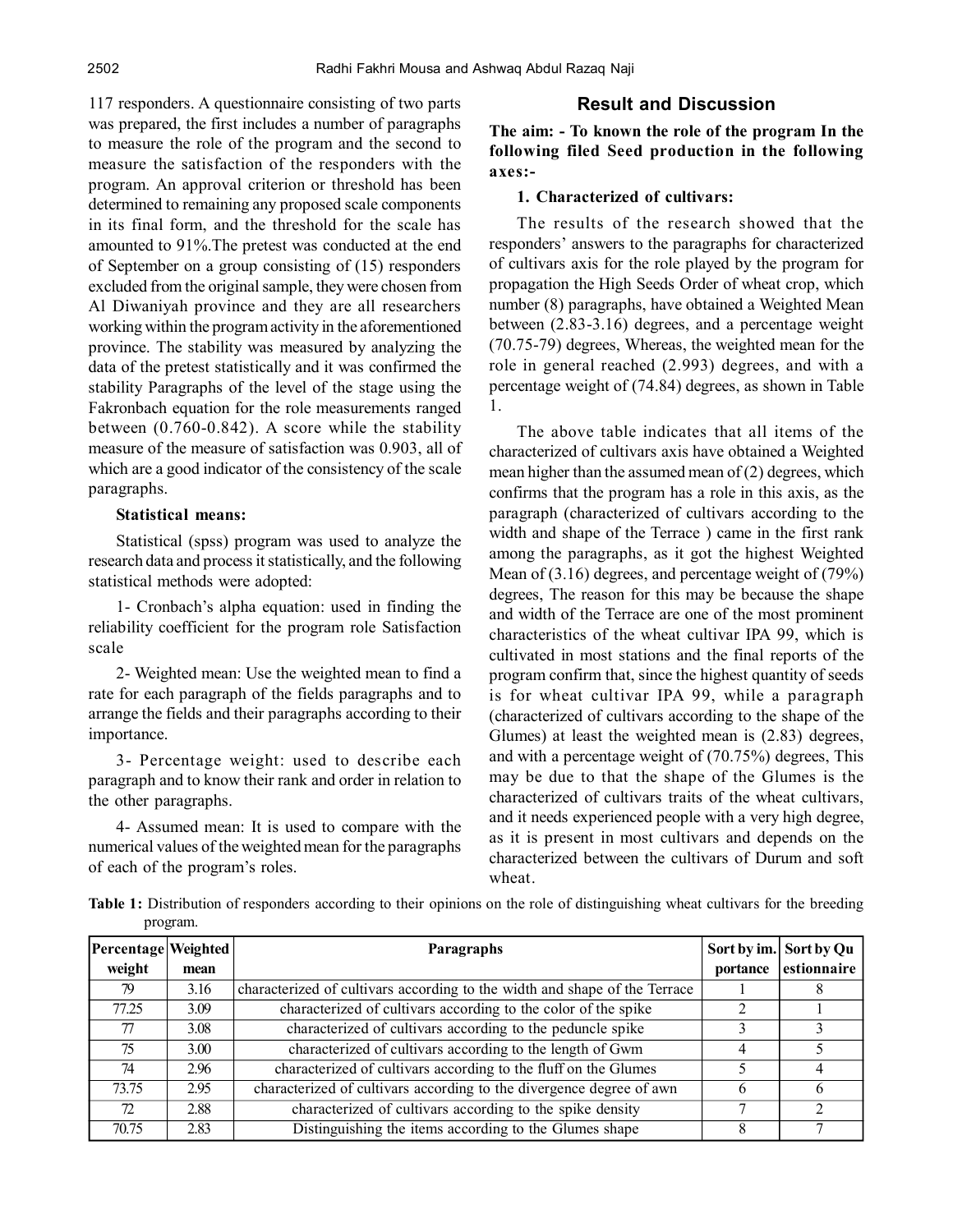117 responders. A questionnaire consisting of two parts was prepared, the first includes a number of paragraphs to measure the role of the program and the second to measure the satisfaction of the responders with the program. An approval criterion or threshold has been determined to remaining any proposed scale components in its final form, and the threshold for the scale has amounted to 91%.The pretest was conducted at the end of September on a group consisting of (15) responders excluded from the original sample, they were chosen from Al Diwaniyah province and they are all researchers working within the program activity in the aforementioned province. The stability was measured by analyzing the data of the pretest statistically and it was confirmed the stability Paragraphs of the level of the stage using the Fakronbach equation for the role measurements ranged between (0.760-0.842). A score while the stability measure of the measure of satisfaction was 0.903, all of which are a good indicator of the consistency of the scale paragraphs.

**Statistical means:**

Statistical (spss) program was used to analyze the research data and process it statistically, and the following statistical methods were adopted:

1- Cronbach's alpha equation: used in finding the reliability coefficient for the program role Satisfaction scale

2- Weighted mean: Use the weighted mean to find a rate for each paragraph of the fields paragraphs and to arrange the fields and their paragraphs according to their importance.

3- Percentage weight: used to describe each paragraph and to know their rank and order in relation to the other paragraphs.

4- Assumed mean: It is used to compare with the numerical values of the weighted mean for the paragraphs of each of the program's roles.

## Result and Discussion

**The aim: - To known the role of the program In the following filed Seed production in the following axes:-**

**1. Characterized of cultivars:**

The results of the research showed that the responders' answers to the paragraphs for characterized of cultivars axis for the role played by the program for propagation the High Seeds Order of wheat crop, which number (8) paragraphs, have obtained a Weighted Mean between (2.83-3.16) degrees, and a percentage weight (70.75-79) degrees, Whereas, the weighted mean for the role in general reached (2.993) degrees, and with a percentage weight of (74.84) degrees, as shown in Table 1.

The above table indicates that all items of the characterized of cultivars axis have obtained a Weighted mean higher than the assumed mean of (2) degrees, which confirms that the program has a role in this axis, as the paragraph (characterized of cultivars according to the width and shape of the Terrace ) came in the first rank among the paragraphs, as it got the highest Weighted Mean of (3.16) degrees, and percentage weight of (79%) degrees, The reason for this may be because the shape and width of the Terrace are one of the most prominent characteristics of the wheat cultivar IPA 99, which is cultivated in most stations and the final reports of the program confirm that, since the highest quantity of seeds is for wheat cultivar IPA 99, while a paragraph (characterized of cultivars according to the shape of the Glumes) at least the weighted mean is (2.83) degrees, and with a percentage weight of (70.75%) degrees, This may be due to that the shape of the Glumes is the characterized of cultivars traits of the wheat cultivars, and it needs experienced people with a very high degree, as it is present in most cultivars and depends on the characterized between the cultivars of Durum and soft wheat.

**Table 1:** Distribution of responders according to their opinions on the role of distinguishing wheat cultivars for the breeding program.

| Percentage weight | Weighted mean | Paragraphs | Sort by importance | Sort by Questionnaire |
|---|---|---|---|---|
| 79 | 3.16 | characterized of cultivars according to the width and shape of the Terrace | 1 | 8 |
| 77.25 | 3.09 | characterized of cultivars according to the color of the spike | 2 | 1 |
| 77 | 3.08 | characterized of cultivars according to the peduncle spike | 3 | 3 |
| 75 | 3.00 | characterized of cultivars according to the length of Gwm | 4 | 5 |
| 74 | 2.96 | characterized of cultivars according to the fluff on the Glumes | 5 | 4 |
| 73.75 | 2.95 | characterized of cultivars according to the divergence degree of awn | 6 | 6 |
| 72 | 2.88 | characterized of cultivars according to the spike density | 7 | 2 |
| 70.75 | 2.83 | Distinguishing the items according to the Glumes shape | 8 | 7 |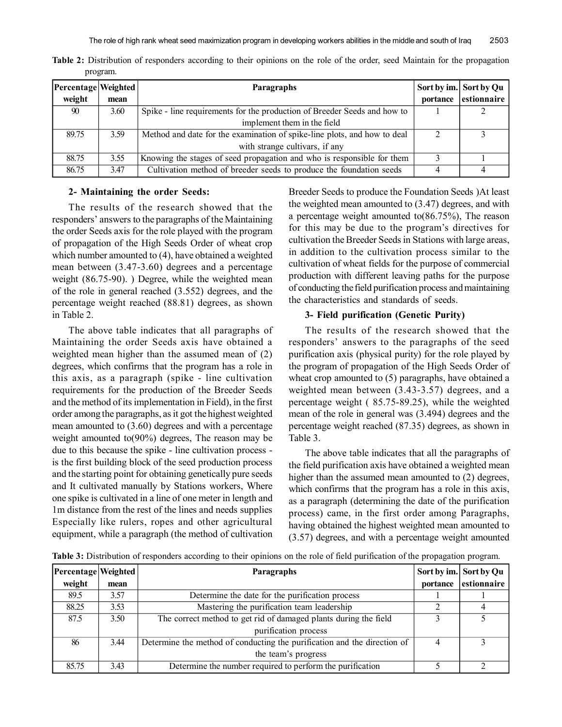**Table 2:** Distribution of responders according to their opinions on the role of the order, seed Maintain for the propagation program.

| Percentage weight | Weighted mean | Paragraphs | Sort by im. portance | Sort by Qu estionnaire |
|---|---|---|---|---|
| 90 | 3.60 | Spike - line requirements for the production of Breeder Seeds and how to implement them in the field | 1 | 2 |
| 89.75 | 3.59 | Method and date for the examination of spike-line plots, and how to deal with strange cultivars, if any | 2 | 3 |
| 88.75 | 3.55 | Knowing the stages of seed propagation and who is responsible for them | 3 | 1 |
| 86.75 | 3.47 | Cultivation method of breeder seeds to produce the foundation seeds | 4 | 4 |

### 2- Maintaining the order Seeds:

The results of the research showed that the responders' answers to the paragraphs of the Maintaining the order Seeds axis for the role played with the program of propagation of the High Seeds Order of wheat crop which number amounted to (4), have obtained a weighted mean between (3.47-3.60) degrees and a percentage weight (86.75-90). ) Degree, while the weighted mean of the role in general reached (3.552) degrees, and the percentage weight reached (88.81) degrees, as shown in Table 2.

The above table indicates that all paragraphs of Maintaining the order Seeds axis have obtained a weighted mean higher than the assumed mean of (2) degrees, which confirms that the program has a role in this axis, as a paragraph (spike - line cultivation requirements for the production of the Breeder Seeds and the method of its implementation in Field), in the first order among the paragraphs, as it got the highest weighted mean amounted to (3.60) degrees and with a percentage weight amounted to(90%) degrees, The reason may be due to this because the spike - line cultivation process - is the first building block of the seed production process and the starting point for obtaining genetically pure seeds and It cultivated manually by Stations workers, Where one spike is cultivated in a line of one meter in length and 1m distance from the rest of the lines and needs supplies Especially like rulers, ropes and other agricultural equipment, while a paragraph (the method of cultivation Breeder Seeds to produce the Foundation Seeds )At least the weighted mean amounted to (3.47) degrees, and with a percentage weight amounted to(86.75%), The reason for this may be due to the program's directives for cultivation the Breeder Seeds in Stations with large areas, in addition to the cultivation process similar to the cultivation of wheat fields for the purpose of commercial production with different leaving paths for the purpose of conducting the field purification process and maintaining the characteristics and standards of seeds.

### 3- Field purification (Genetic Purity)

The results of the research showed that the responders' answers to the paragraphs of the seed purification axis (physical purity) for the role played by the program of propagation of the High Seeds Order of wheat crop amounted to (5) paragraphs, have obtained a weighted mean between (3.43-3.57) degrees, and a percentage weight ( 85.75-89.25), while the weighted mean of the role in general was (3.494) degrees and the percentage weight reached (87.35) degrees, as shown in Table 3.

The above table indicates that all the paragraphs of the field purification axis have obtained a weighted mean higher than the assumed mean amounted to (2) degrees, which confirms that the program has a role in this axis, as a paragraph (determining the date of the purification process) came, in the first order among Paragraphs, having obtained the highest weighted mean amounted to (3.57) degrees, and with a percentage weight amounted

**Table 3:** Distribution of responders according to their opinions on the role of field purification of the propagation program.

| Percentage weight | Weighted mean | Paragraphs | Sort by im. portance | Sort by Qu estionnaire |
|---|---|---|---|---|
| 89.5 | 3.57 | Determine the date for the purification process | 1 | 1 |
| 88.25 | 3.53 | Mastering the purification team leadership | 2 | 4 |
| 87.5 | 3.50 | The correct method to get rid of damaged plants during the field purification process | 3 | 5 |
| 86 | 3.44 | Determine the method of conducting the purification and the direction of the team's progress | 4 | 3 |
| 85.75 | 3.43 | Determine the number required to perform the purification | 5 | 2 |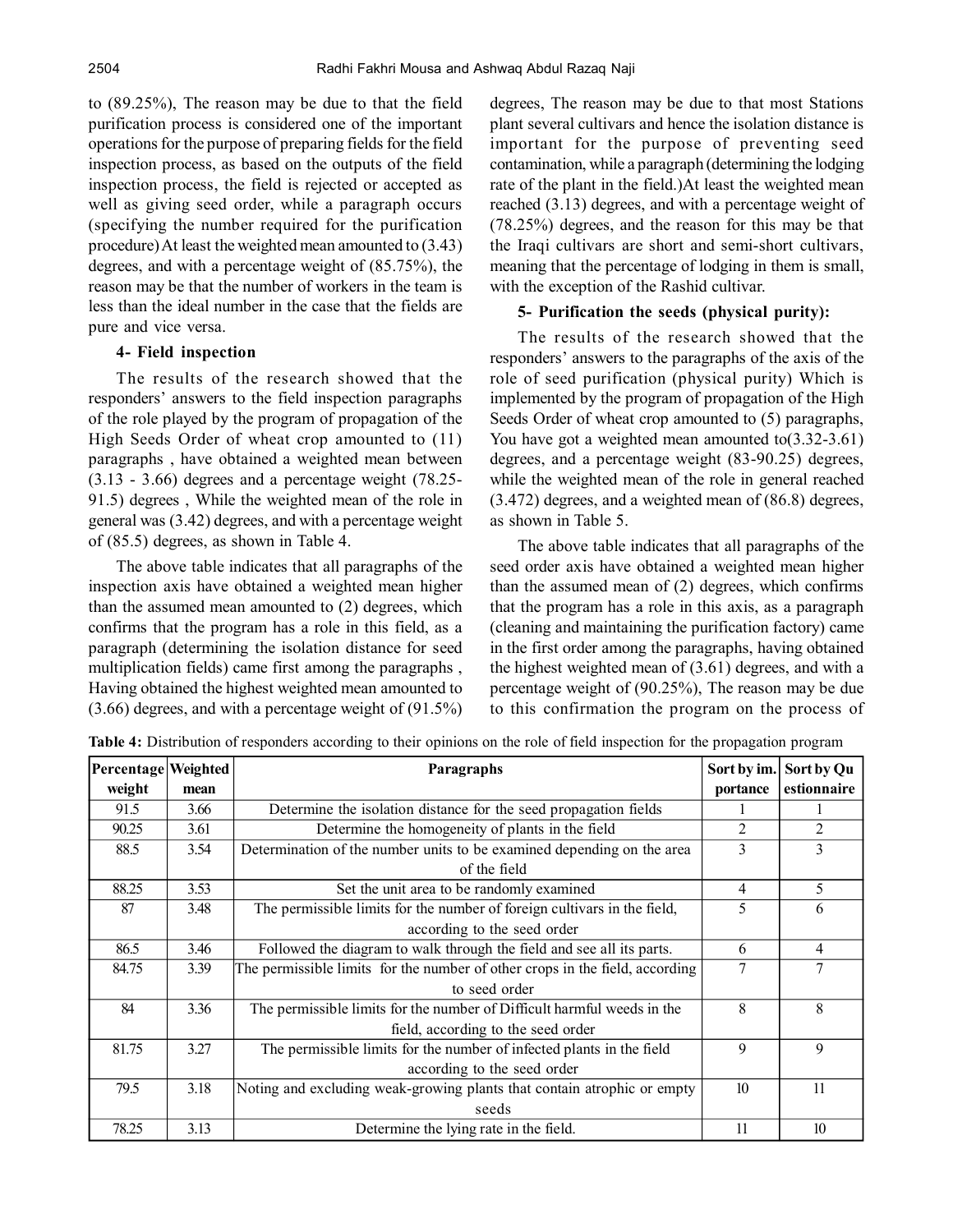to (89.25%), The reason may be due to that the field purification process is considered one of the important operations for the purpose of preparing fields for the field inspection process, as based on the outputs of the field inspection process, the field is rejected or accepted as well as giving seed order, while a paragraph occurs (specifying the number required for the purification procedure) At least the weighted mean amounted to (3.43) degrees, and with a percentage weight of (85.75%), the reason may be that the number of workers in the team is less than the ideal number in the case that the fields are pure and vice versa.

#### 4- Field inspection

The results of the research showed that the responders' answers to the field inspection paragraphs of the role played by the program of propagation of the High Seeds Order of wheat crop amounted to (11) paragraphs , have obtained a weighted mean between (3.13 - 3.66) degrees and a percentage weight (78.25-91.5) degrees , While the weighted mean of the role in general was (3.42) degrees, and with a percentage weight of (85.5) degrees, as shown in Table 4.

The above table indicates that all paragraphs of the inspection axis have obtained a weighted mean higher than the assumed mean amounted to (2) degrees, which confirms that the program has a role in this field, as a paragraph (determining the isolation distance for seed multiplication fields) came first among the paragraphs , Having obtained the highest weighted mean amounted to (3.66) degrees, and with a percentage weight of (91.5%) degrees, The reason may be due to that most Stations plant several cultivars and hence the isolation distance is important for the purpose of preventing seed contamination, while a paragraph (determining the lodging rate of the plant in the field.)At least the weighted mean reached (3.13) degrees, and with a percentage weight of (78.25%) degrees, and the reason for this may be that the Iraqi cultivars are short and semi-short cultivars, meaning that the percentage of lodging in them is small, with the exception of the Rashid cultivar.

#### 5- Purification the seeds (physical purity):

The results of the research showed that the responders' answers to the paragraphs of the axis of the role of seed purification (physical purity) Which is implemented by the program of propagation of the High Seeds Order of wheat crop amounted to (5) paragraphs, You have got a weighted mean amounted to(3.32-3.61) degrees, and a percentage weight (83-90.25) degrees, while the weighted mean of the role in general reached (3.472) degrees, and a weighted mean of (86.8) degrees, as shown in Table 5.

The above table indicates that all paragraphs of the seed order axis have obtained a weighted mean higher than the assumed mean of (2) degrees, which confirms that the program has a role in this axis, as a paragraph (cleaning and maintaining the purification factory) came in the first order among the paragraphs, having obtained the highest weighted mean of (3.61) degrees, and with a percentage weight of (90.25%), The reason may be due to this confirmation the program on the process of

**Table 4:** Distribution of responders according to their opinions on the role of field inspection for the propagation program

| Percentage weight | Weighted mean | Paragraphs | Sort by importance | Sort by Questionnaire |
|---|---|---|---|---|
| 91.5 | 3.66 | Determine the isolation distance for the seed propagation fields | 1 | 1 |
| 90.25 | 3.61 | Determine the homogeneity of plants in the field | 2 | 2 |
| 88.5 | 3.54 | Determination of the number units to be examined depending on the area of the field | 3 | 3 |
| 88.25 | 3.53 | Set the unit area to be randomly examined | 4 | 5 |
| 87 | 3.48 | The permissible limits for the number of foreign cultivars in the field, according to the seed order | 5 | 6 |
| 86.5 | 3.46 | Followed the diagram to walk through the field and see all its parts. | 6 | 4 |
| 84.75 | 3.39 | The permissible limits for the number of other crops in the field, according to seed order | 7 | 7 |
| 84 | 3.36 | The permissible limits for the number of Difficult harmful weeds in the field, according to the seed order | 8 | 8 |
| 81.75 | 3.27 | The permissible limits for the number of infected plants in the field according to the seed order | 9 | 9 |
| 79.5 | 3.18 | Noting and excluding weak-growing plants that contain atrophic or empty seeds | 10 | 11 |
| 78.25 | 3.13 | Determine the lying rate in the field. | 11 | 10 |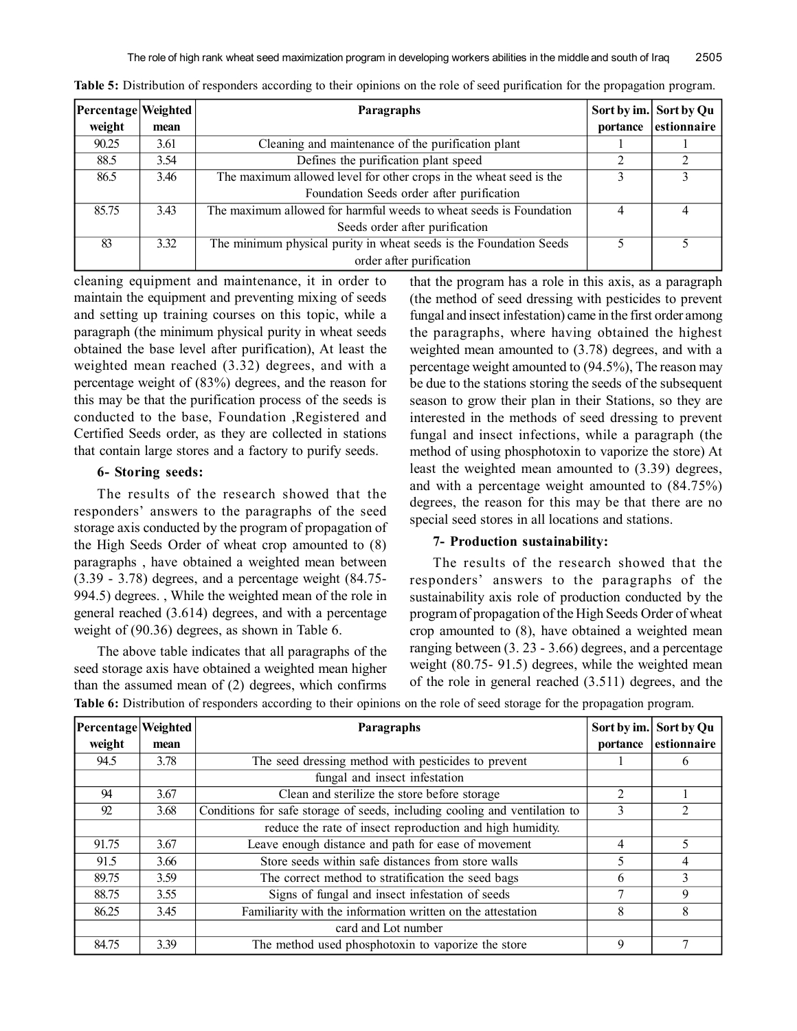**Table 5:** Distribution of responders according to their opinions on the role of seed purification for the propagation program.

| Percentage weight | Weighted mean | Paragraphs | Sort by im. portance | Sort by Qu estionnaire |
|---|---|---|---|---|
| 90.25 | 3.61 | Cleaning and maintenance of the purification plant | 1 | 1 |
| 88.5 | 3.54 | Defines the purification plant speed | 2 | 2 |
| 86.5 | 3.46 | The maximum allowed level for other crops in the wheat seed is the Foundation Seeds order after purification | 3 | 3 |
| 85.75 | 3.43 | The maximum allowed for harmful weeds to wheat seeds is Foundation Seeds order after purification | 4 | 4 |
| 83 | 3.32 | The minimum physical purity in wheat seeds is the Foundation Seeds order after purification | 5 | 5 |

cleaning equipment and maintenance, it in order to maintain the equipment and preventing mixing of seeds and setting up training courses on this topic, while a paragraph (the minimum physical purity in wheat seeds obtained the base level after purification), At least the weighted mean reached (3.32) degrees, and with a percentage weight of (83%) degrees, and the reason for this may be that the purification process of the seeds is conducted to the base, Foundation ,Registered and Certified Seeds order, as they are collected in stations that contain large stores and a factory to purify seeds.

### 6- Storing seeds:

The results of the research showed that the responders' answers to the paragraphs of the seed storage axis conducted by the program of propagation of the High Seeds Order of wheat crop amounted to (8) paragraphs , have obtained a weighted mean between (3.39 - 3.78) degrees, and a percentage weight (84.75- 994.5) degrees. , While the weighted mean of the role in general reached (3.614) degrees, and with a percentage weight of (90.36) degrees, as shown in Table 6.

The above table indicates that all paragraphs of the seed storage axis have obtained a weighted mean higher than the assumed mean of (2) degrees, which confirms that the program has a role in this axis, as a paragraph (the method of seed dressing with pesticides to prevent fungal and insect infestation) came in the first order among the paragraphs, where having obtained the highest weighted mean amounted to (3.78) degrees, and with a percentage weight amounted to (94.5%), The reason may be due to the stations storing the seeds of the subsequent season to grow their plan in their Stations, so they are interested in the methods of seed dressing to prevent fungal and insect infections, while a paragraph (the method of using phosphotoxin to vaporize the store) At least the weighted mean amounted to (3.39) degrees, and with a percentage weight amounted to (84.75%) degrees, the reason for this may be that there are no special seed stores in all locations and stations.

### 7- Production sustainability:

The results of the research showed that the responders' answers to the paragraphs of the sustainability axis role of production conducted by the program of propagation of the High Seeds Order of wheat crop amounted to (8), have obtained a weighted mean ranging between (3. 23 - 3.66) degrees, and a percentage weight (80.75- 91.5) degrees, while the weighted mean of the role in general reached (3.511) degrees, and the

**Table 6:** Distribution of responders according to their opinions on the role of seed storage for the propagation program.

| Percentage weight | Weighted mean | Paragraphs | Sort by im. portance | Sort by Qu estionnaire |
|---|---|---|---|---|
| 94.5 | 3.78 | The seed dressing method with pesticides to prevent fungal and insect infestation | 1 | 6 |
| 94 | 3.67 | Clean and sterilize the store before storage | 2 | 1 |
| 92 | 3.68 | Conditions for safe storage of seeds, including cooling and ventilation to reduce the rate of insect reproduction and high humidity. | 3 | 2 |
| 91.75 | 3.67 | Leave enough distance and path for ease of movement | 4 | 5 |
| 91.5 | 3.66 | Store seeds within safe distances from store walls | 5 | 4 |
| 89.75 | 3.59 | The correct method to stratification the seed bags | 6 | 3 |
| 88.75 | 3.55 | Signs of fungal and insect infestation of seeds | 7 | 9 |
| 86.25 | 3.45 | Familiarity with the information written on the attestation card and Lot number | 8 | 8 |
| 84.75 | 3.39 | The method used phosphotoxin to vaporize the store | 9 | 7 |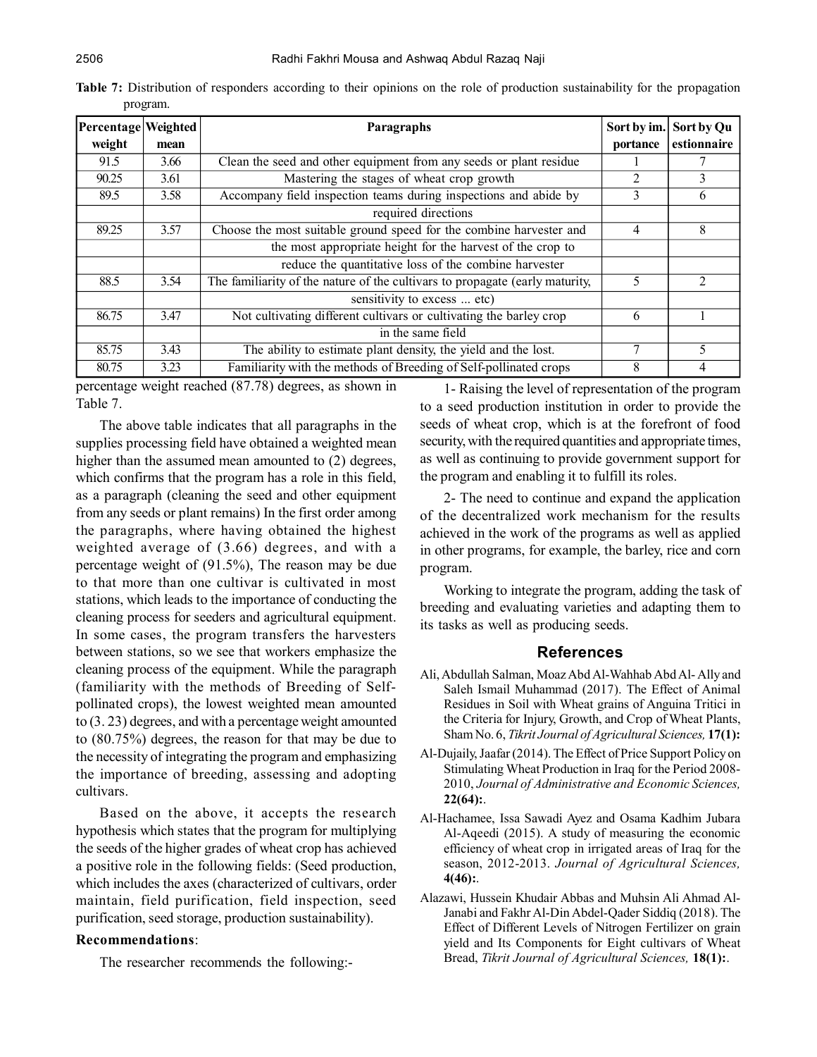**Table 7:** Distribution of responders according to their opinions on the role of production sustainability for the propagation program.

| Percentage weight | Weighted mean | Paragraphs | Sort by importance | Sort by Questionnaire |
|---|---|---|---|---|
| 91.5 | 3.66 | Clean the seed and other equipment from any seeds or plant residue | 1 | 7 |
| 90.25 | 3.61 | Mastering the stages of wheat crop growth | 2 | 3 |
| 89.5 | 3.58 | Accompany field inspection teams during inspections and abide by required directions | 3 | 6 |
| 89.25 | 3.57 | Choose the most suitable ground speed for the combine harvester and the most appropriate height for the harvest of the crop to reduce the quantitative loss of the combine harvester | 4 | 8 |
| 88.5 | 3.54 | The familiarity of the nature of the cultivars to propagate (early maturity, sensitivity to excess ... etc) | 5 | 2 |
| 86.75 | 3.47 | Not cultivating different cultivars or cultivating the barley crop in the same field | 6 | 1 |
| 85.75 | 3.43 | The ability to estimate plant density, the yield and the lost. | 7 | 5 |
| 80.75 | 3.23 | Familiarity with the methods of Breeding of Self-pollinated crops | 8 | 4 |

percentage weight reached (87.78) degrees, as shown in Table 7.

The above table indicates that all paragraphs in the supplies processing field have obtained a weighted mean higher than the assumed mean amounted to (2) degrees, which confirms that the program has a role in this field, as a paragraph (cleaning the seed and other equipment from any seeds or plant remains) In the first order among the paragraphs, where having obtained the highest weighted average of (3.66) degrees, and with a percentage weight of (91.5%), The reason may be due to that more than one cultivar is cultivated in most stations, which leads to the importance of conducting the cleaning process for seeders and agricultural equipment. In some cases, the program transfers the harvesters between stations, so we see that workers emphasize the cleaning process of the equipment. While the paragraph (familiarity with the methods of Breeding of Self-pollinated crops), the lowest weighted mean amounted to (3. 23) degrees, and with a percentage weight amounted to (80.75%) degrees, the reason for that may be due to the necessity of integrating the program and emphasizing the importance of breeding, assessing and adopting cultivars.

Based on the above, it accepts the research hypothesis which states that the program for multiplying the seeds of the higher grades of wheat crop has achieved a positive role in the following fields: (Seed production, which includes the axes (characterized of cultivars, order maintain, field purification, field inspection, seed purification, seed storage, production sustainability).

## Recommendations:

The researcher recommends the following:-

1- Raising the level of representation of the program to a seed production institution in order to provide the seeds of wheat crop, which is at the forefront of food security, with the required quantities and appropriate times, as well as continuing to provide government support for the program and enabling it to fulfill its roles.

2- The need to continue and expand the application of the decentralized work mechanism for the results achieved in the work of the programs as well as applied in other programs, for example, the barley, rice and corn program.

Working to integrate the program, adding the task of breeding and evaluating varieties and adapting them to its tasks as well as producing seeds.

## References

Ali, Abdullah Salman, Moaz Abd Al-Wahhab Abd Al- Ally and Saleh Ismail Muhammad (2017). The Effect of Animal Residues in Soil with Wheat grains of Anguina Tritici in the Criteria for Injury, Growth, and Crop of Wheat Plants, Sham No. 6, *Tikrit Journal of Agricultural Sciences,* **17(1):**

Al-Dujaily, Jaafar (2014). The Effect of Price Support Policy on Stimulating Wheat Production in Iraq for the Period 2008-2010, *Journal of Administrative and Economic Sciences,* **22(64):**.

Al-Hachamee, Issa Sawadi Ayez and Osama Kadhim Jubara Al-Aqeedi (2015). A study of measuring the economic efficiency of wheat crop in irrigated areas of Iraq for the season, 2012-2013. *Journal of Agricultural Sciences,* **4(46):**.

Alazawi, Hussein Khudair Abbas and Muhsin Ali Ahmad Al-Janabi and Fakhr Al-Din Abdel-Qader Siddiq (2018). The Effect of Different Levels of Nitrogen Fertilizer on grain yield and Its Components for Eight cultivars of Wheat Bread, *Tikrit Journal of Agricultural Sciences,* **18(1):**.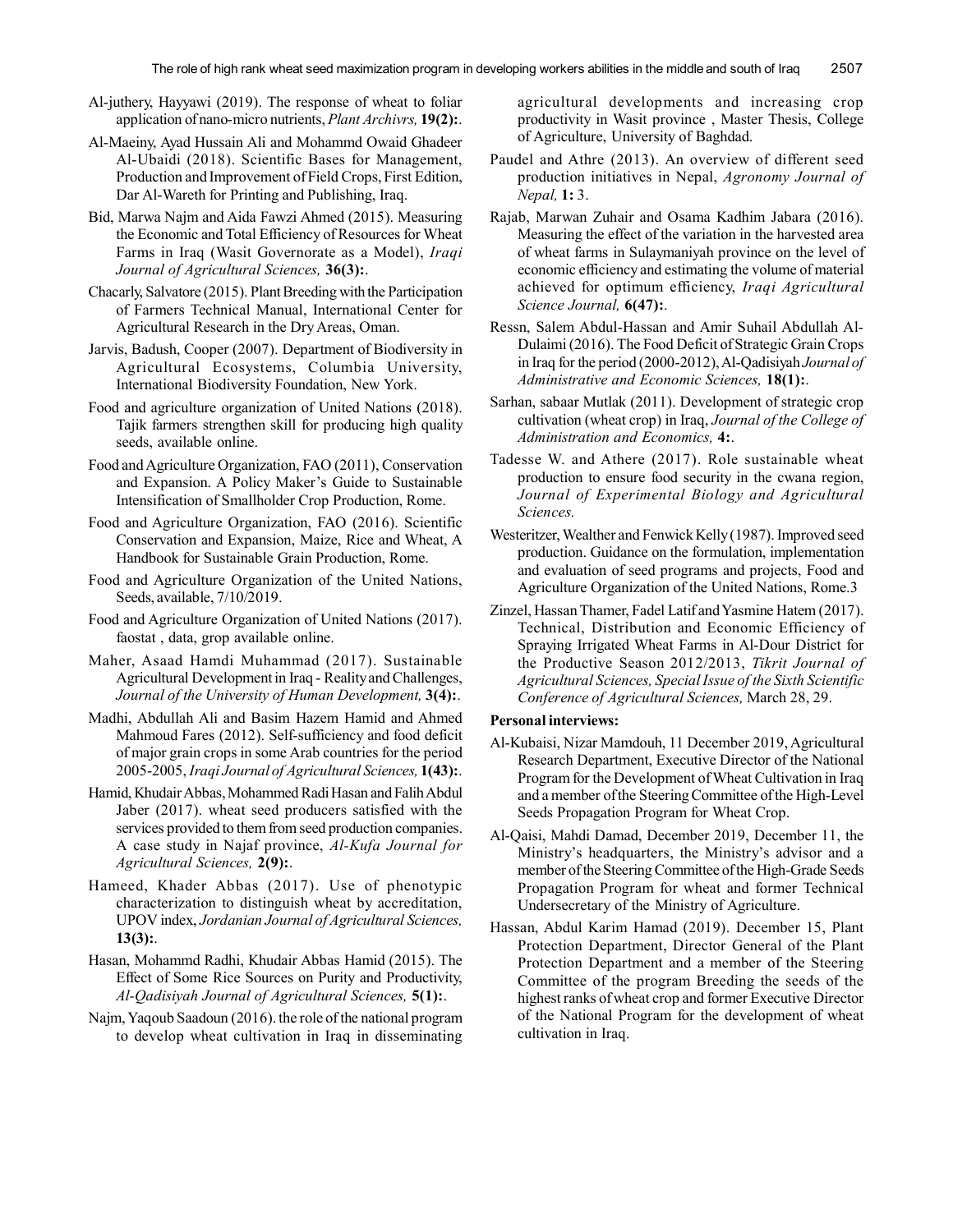Al-juthery, Hayyawi (2019). The response of wheat to foliar application of nano-micro nutrients, *Plant Archivrs,* **19(2):**.

Al-Maeiny, Ayad Hussain Ali and Mohammd Owaid Ghadeer Al-Ubaidi (2018). Scientific Bases for Management, Production and Improvement of Field Crops, First Edition, Dar Al-Wareth for Printing and Publishing, Iraq.

Bid, Marwa Najm and Aida Fawzi Ahmed (2015). Measuring the Economic and Total Efficiency of Resources for Wheat Farms in Iraq (Wasit Governorate as a Model), *Iraqi Journal of Agricultural Sciences,* **36(3):**.

Chacarly, Salvatore (2015). Plant Breeding with the Participation of Farmers Technical Manual, International Center for Agricultural Research in the Dry Areas, Oman.

Jarvis, Badush, Cooper (2007). Department of Biodiversity in Agricultural Ecosystems, Columbia University, International Biodiversity Foundation, New York.

Food and agriculture organization of United Nations (2018). Tajik farmers strengthen skill for producing high quality seeds, available online.

Food and Agriculture Organization, FAO (2011), Conservation and Expansion. A Policy Maker's Guide to Sustainable Intensification of Smallholder Crop Production, Rome.

Food and Agriculture Organization, FAO (2016). Scientific Conservation and Expansion, Maize, Rice and Wheat, A Handbook for Sustainable Grain Production, Rome.

Food and Agriculture Organization of the United Nations, Seeds, available, 7/10/2019.

Food and Agriculture Organization of United Nations (2017). faostat , data, grop available online.

Maher, Asaad Hamdi Muhammad (2017). Sustainable Agricultural Development in Iraq - Reality and Challenges, *Journal of the University of Human Development,* **3(4):**.

Madhi, Abdullah Ali and Basim Hazem Hamid and Ahmed Mahmoud Fares (2012). Self-sufficiency and food deficit of major grain crops in some Arab countries for the period 2005-2005, *Iraqi Journal of Agricultural Sciences,* **1(43):**.

Hamid, Khudair Abbas, Mohammed Radi Hasan and Falih Abdul Jaber (2017). wheat seed producers satisfied with the services provided to them from seed production companies. A case study in Najaf province, *Al-Kufa Journal for Agricultural Sciences,* **2(9):**.

Hameed, Khader Abbas (2017). Use of phenotypic characterization to distinguish wheat by accreditation, UPOV index, *Jordanian Journal of Agricultural Sciences,* **13(3):**.

Hasan, Mohammd Radhi, Khudair Abbas Hamid (2015). The Effect of Some Rice Sources on Purity and Productivity, *Al-Qadisiyah Journal of Agricultural Sciences,* **5(1):**.

Najm, Yaqoub Saadoun (2016). the role of the national program to develop wheat cultivation in Iraq in disseminating agricultural developments and increasing crop productivity in Wasit province , Master Thesis, College of Agriculture, University of Baghdad.

Paudel and Athre (2013). An overview of different seed production initiatives in Nepal, *Agronomy Journal of Nepal,* **1:** 3.

Rajab, Marwan Zuhair and Osama Kadhim Jabara (2016). Measuring the effect of the variation in the harvested area of wheat farms in Sulaymaniyah province on the level of economic efficiency and estimating the volume of material achieved for optimum efficiency, *Iraqi Agricultural Science Journal,* **6(47):**.

Ressn, Salem Abdul-Hassan and Amir Suhail Abdullah Al-Dulaimi (2016). The Food Deficit of Strategic Grain Crops in Iraq for the period (2000-2012), Al-Qadisiyah *Journal of Administrative and Economic Sciences,* **18(1):**.

Sarhan, sabaar Mutlak (2011). Development of strategic crop cultivation (wheat crop) in Iraq, *Journal of the College of Administration and Economics,* **4:**.

Tadesse W. and Athere (2017). Role sustainable wheat production to ensure food security in the cwana region, *Journal of Experimental Biology and Agricultural Sciences.*

Westeritzer, Wealther and Fenwick Kelly (1987). Improved seed production. Guidance on the formulation, implementation and evaluation of seed programs and projects, Food and Agriculture Organization of the United Nations, Rome.3

Zinzel, Hassan Thamer, Fadel Latif and Yasmine Hatem (2017). Technical, Distribution and Economic Efficiency of Spraying Irrigated Wheat Farms in Al-Dour District for the Productive Season 2012/2013, *Tikrit Journal of Agricultural Sciences, Special Issue of the Sixth Scientific Conference of Agricultural Sciences,* March 28, 29.

**Personal interviews:**

Al-Kubaisi, Nizar Mamdouh, 11 December 2019, Agricultural Research Department, Executive Director of the National Program for the Development of Wheat Cultivation in Iraq and a member of the Steering Committee of the High-Level Seeds Propagation Program for Wheat Crop.

Al-Qaisi, Mahdi Damad, December 2019, December 11, the Ministry's headquarters, the Ministry's advisor and a member of the Steering Committee of the High-Grade Seeds Propagation Program for wheat and former Technical Undersecretary of the Ministry of Agriculture.

Hassan, Abdul Karim Hamad (2019). December 15, Plant Protection Department, Director General of the Plant Protection Department and a member of the Steering Committee of the program Breeding the seeds of the highest ranks of wheat crop and former Executive Director of the National Program for the development of wheat cultivation in Iraq.